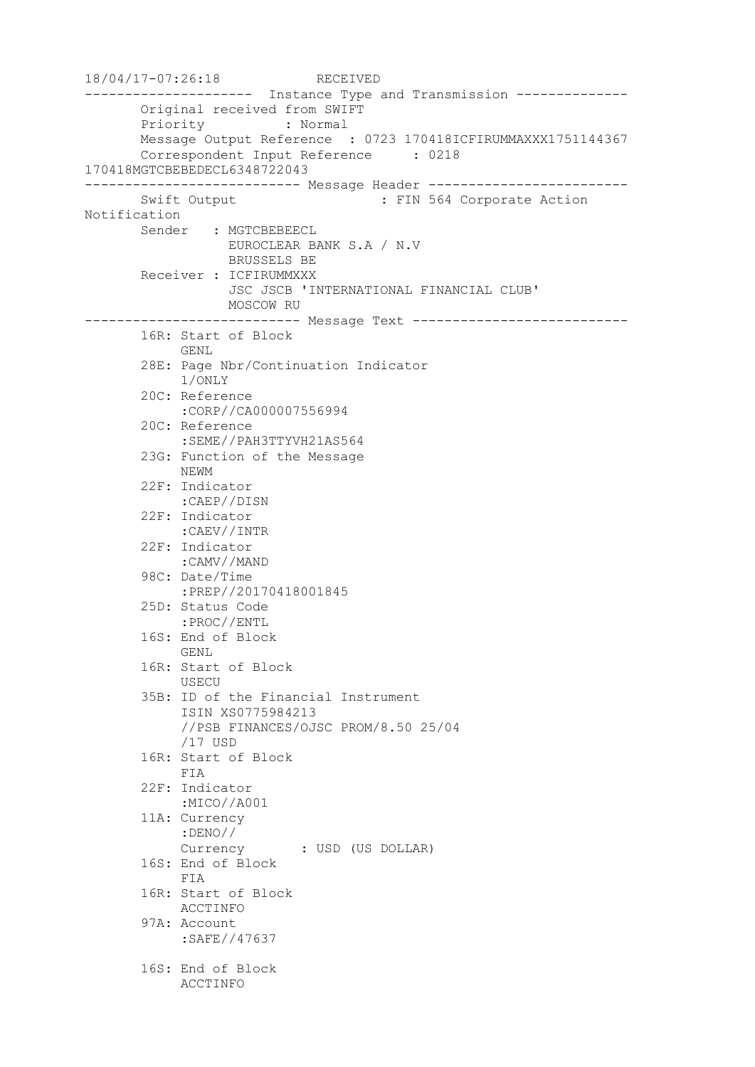```
18/04/17-07:26:18            RECEIVED
---------------------  Instance Type and Transmission --------------
       Original received from SWIFT
       Priority          : Normal
       Message Output Reference  : 0723 170418ICFIRUMMAXXX1751144367
       Correspondent Input Reference     : 0218
170418MGTCBEBEDECL6348722043
--------------------------- Message Header -------------------------
       Swift Output                  : FIN 564 Corporate Action
Notification
       Sender   : MGTCBEBEECL
                  EUROCLEAR BANK S.A / N.V
                  BRUSSELS BE
       Receiver : ICFIRUMMXXX
                  JSC JSCB 'INTERNATIONAL FINANCIAL CLUB'
                  MOSCOW RU
--------------------------- Message Text ---------------------------
       16R: Start of Block
            GENL
       28E: Page Nbr/Continuation Indicator
            1/ONLY
       20C: Reference
            :CORP//CA000007556994
       20C: Reference
            :SEME//PAH3TTYVH21AS564
       23G: Function of the Message
            NEWM
       22F: Indicator
            :CAEP//DISN
       22F: Indicator
            :CAEV//INTR
       22F: Indicator
            :CAMV//MAND
       98C: Date/Time
            :PREP//20170418001845
       25D: Status Code
            :PROC//ENTL
       16S: End of Block
            GENL
       16R: Start of Block
            USECU
       35B: ID of the Financial Instrument
            ISIN XS0775984213
            //PSB FINANCES/OJSC PROM/8.50 25/04
            /17 USD
       16R: Start of Block
            FIA
       22F: Indicator
            :MICO//A001
       11A: Currency
            :DENO//
            Currency       : USD (US DOLLAR)
       16S: End of Block
            FIA
       16R: Start of Block
            ACCTINFO
       97A: Account
            :SAFE//47637

       16S: End of Block
            ACCTINFO
```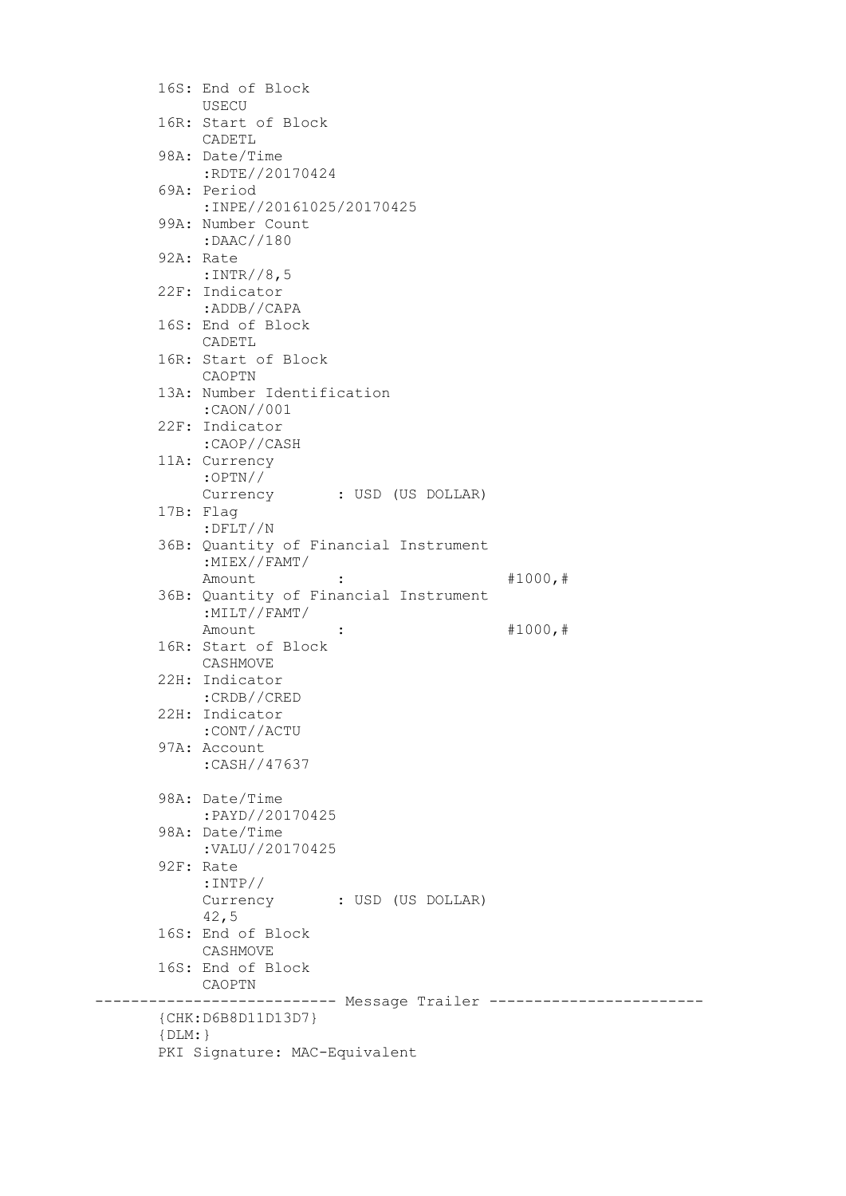```
16S: End of Block
     USECU
16R: Start of Block
     CADETL
98A: Date/Time
     :RDTE//20170424
69A: Period
     :INPE//20161025/20170425
99A: Number Count
     :DAAC//180
92A: Rate
     :INTR//8,5
22F: Indicator
     :ADDB//CAPA
16S: End of Block
     CADETL
16R: Start of Block
     CAOPTN
13A: Number Identification
     :CAON//001
22F: Indicator
     :CAOP//CASH
11A: Currency
     :OPTN//
     Currency       : USD (US DOLLAR)
17B: Flag
     :DFLT//N
36B: Quantity of Financial Instrument
     :MIEX//FAMT/
     Amount         :                  #1000,#
36B: Quantity of Financial Instrument
     :MILT//FAMT/
     Amount         :                  #1000,#
16R: Start of Block
     CASHMOVE
22H: Indicator
     :CRDB//CRED
22H: Indicator
     :CONT//ACTU
97A: Account
     :CASH//47637

98A: Date/Time
     :PAYD//20170425
98A: Date/Time
     :VALU//20170425
92F: Rate
     :INTP//
     Currency       : USD (US DOLLAR)
     42,5
16S: End of Block
     CASHMOVE
16S: End of Block
     CAOPTN
```

--------------------------- Message Trailer ------------------------

```
{CHK:D6B8D11D13D7}
{DLM:}
PKI Signature: MAC-Equivalent
```